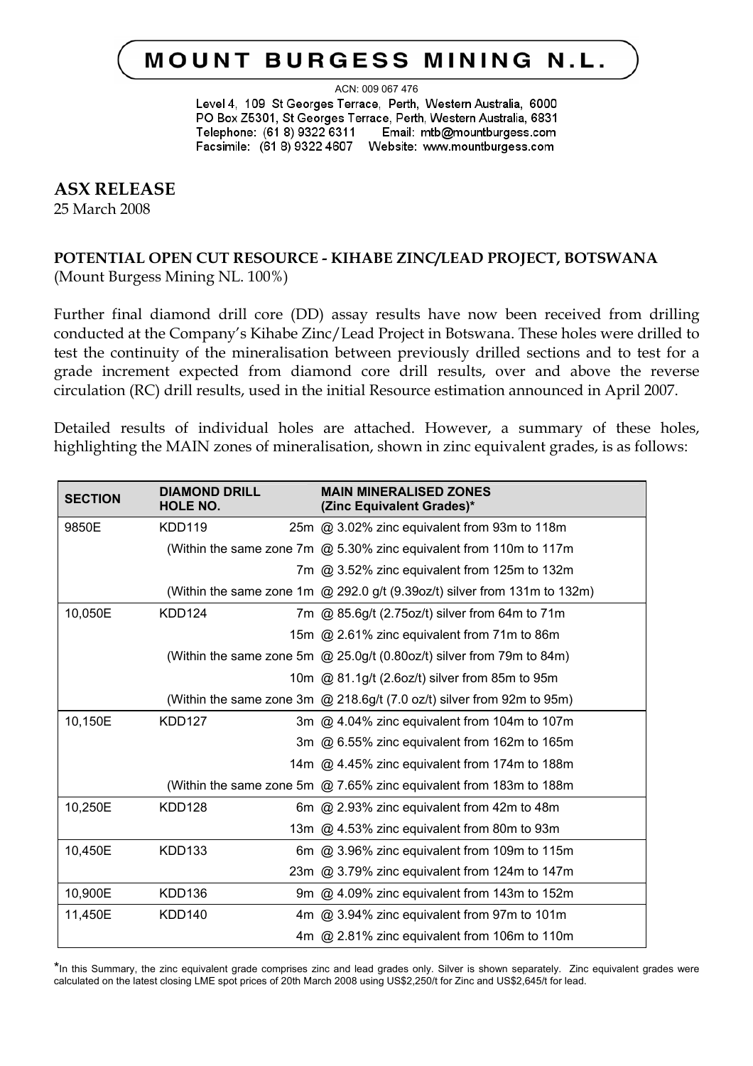# MOUNT BURGESS MINING N.L.

ACN: 009 067 476

Level 4, 109 St Georges Terrace, Perth, Western Australia, 6000
PO Box Z5301, St Georges Terrace, Perth, Western Australia, 6831
Telephone: (61 8) 9322 6311 Email: mtb@mountburgess.com
Facsimile: (61 8) 9322 4607 Website: www.mountburgess.com

## ASX RELEASE

25 March 2008

**POTENTIAL OPEN CUT RESOURCE - KIHABE ZINC/LEAD PROJECT, BOTSWANA**
(Mount Burgess Mining NL. 100%)

Further final diamond drill core (DD) assay results have now been received from drilling conducted at the Company's Kihabe Zinc/Lead Project in Botswana. These holes were drilled to test the continuity of the mineralisation between previously drilled sections and to test for a grade increment expected from diamond core drill results, over and above the reverse circulation (RC) drill results, used in the initial Resource estimation announced in April 2007.

Detailed results of individual holes are attached. However, a summary of these holes, highlighting the MAIN zones of mineralisation, shown in zinc equivalent grades, is as follows:

| SECTION | DIAMOND DRILL HOLE NO. | MAIN MINERALISED ZONES (Zinc Equivalent Grades)* |
|---|---|---|
| 9850E | KDD119 | 25m @ 3.02% zinc equivalent from 93m to 118m |
| | | (Within the same zone 7m @ 5.30% zinc equivalent from 110m to 117m |
| | | 7m @ 3.52% zinc equivalent from 125m to 132m |
| | | (Within the same zone 1m @ 292.0 g/t (9.39oz/t) silver from 131m to 132m) |
| 10,050E | KDD124 | 7m @ 85.6g/t (2.75oz/t) silver from 64m to 71m |
| | | 15m @ 2.61% zinc equivalent from 71m to 86m |
| | | (Within the same zone 5m @ 25.0g/t (0.80oz/t) silver from 79m to 84m) |
| | | 10m @ 81.1g/t (2.6oz/t) silver from 85m to 95m |
| | | (Within the same zone 3m @ 218.6g/t (7.0 oz/t) silver from 92m to 95m) |
| 10,150E | KDD127 | 3m @ 4.04% zinc equivalent from 104m to 107m |
| | | 3m @ 6.55% zinc equivalent from 162m to 165m |
| | | 14m @ 4.45% zinc equivalent from 174m to 188m |
| | | (Within the same zone 5m @ 7.65% zinc equivalent from 183m to 188m |
| 10,250E | KDD128 | 6m @ 2.93% zinc equivalent from 42m to 48m |
| | | 13m @ 4.53% zinc equivalent from 80m to 93m |
| 10,450E | KDD133 | 6m @ 3.96% zinc equivalent from 109m to 115m |
| | | 23m @ 3.79% zinc equivalent from 124m to 147m |
| 10,900E | KDD136 | 9m @ 4.09% zinc equivalent from 143m to 152m |
| 11,450E | KDD140 | 4m @ 3.94% zinc equivalent from 97m to 101m |
| | | 4m @ 2.81% zinc equivalent from 106m to 110m |

*In this Summary, the zinc equivalent grade comprises zinc and lead grades only. Silver is shown separately. Zinc equivalent grades were calculated on the latest closing LME spot prices of 20th March 2008 using US$2,250/t for Zinc and US$2,645/t for lead.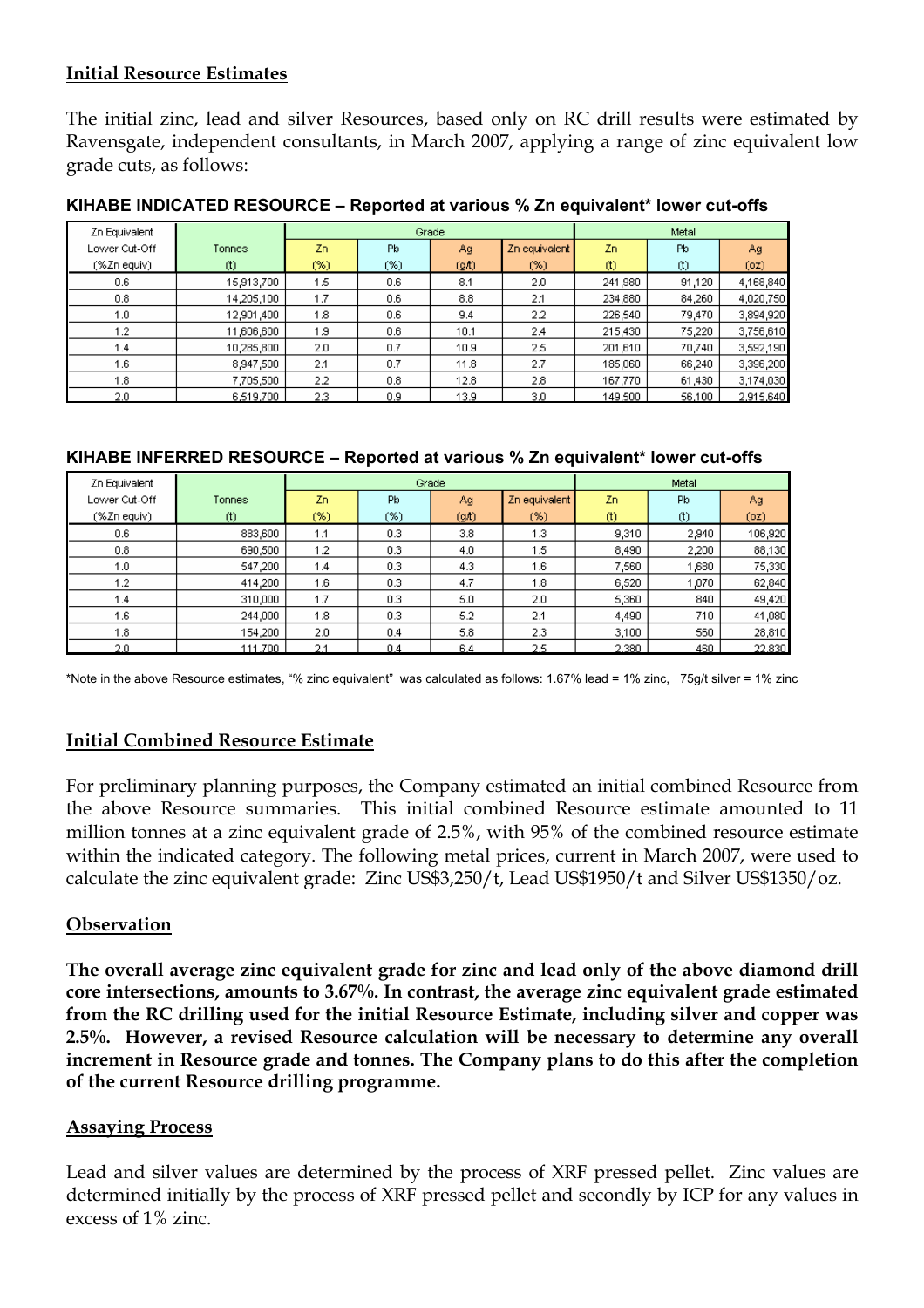## Initial Resource Estimates

The initial zinc, lead and silver Resources, based only on RC drill results were estimated by Ravensgate, independent consultants, in March 2007, applying a range of zinc equivalent low grade cuts, as follows:

**KIHABE INDICATED RESOURCE – Reported at various % Zn equivalent* lower cut-offs**

| Zn Equivalent Lower Cut-Off (%Zn equiv) | Tonnes (t) | Grade | | | | Metal | | |
|---|---|---|---|---|---|---|---|---|
| | | Zn (%) | Pb (%) | Ag (g/t) | Zn equivalent (%) | Zn (t) | Pb (t) | Ag (oz) |
| 0.6 | 15,913,700 | 1.5 | 0.6 | 8.1 | 2.0 | 241,980 | 91,120 | 4,168,840 |
| 0.8 | 14,205,100 | 1.7 | 0.6 | 8.8 | 2.1 | 234,880 | 84,260 | 4,020,750 |
| 1.0 | 12,901,400 | 1.8 | 0.6 | 9.4 | 2.2 | 226,540 | 79,470 | 3,894,920 |
| 1.2 | 11,606,600 | 1.9 | 0.6 | 10.1 | 2.4 | 215,430 | 75,220 | 3,756,610 |
| 1.4 | 10,285,800 | 2.0 | 0.7 | 10.9 | 2.5 | 201,610 | 70,740 | 3,592,190 |
| 1.6 | 8,947,500 | 2.1 | 0.7 | 11.8 | 2.7 | 185,060 | 66,240 | 3,396,200 |
| 1.8 | 7,705,500 | 2.2 | 0.8 | 12.8 | 2.8 | 167,770 | 61,430 | 3,174,030 |
| 2.0 | 6,519,700 | 2.3 | 0.9 | 13.9 | 3.0 | 149,500 | 56,100 | 2,915,640 |

**KIHABE INFERRED RESOURCE – Reported at various % Zn equivalent* lower cut-offs**

| Zn Equivalent Lower Cut-Off (%Zn equiv) | Tonnes (t) | Grade | | | | Metal | | |
|---|---|---|---|---|---|---|---|---|
| | | Zn (%) | Pb (%) | Ag (g/t) | Zn equivalent (%) | Zn (t) | Pb (t) | Ag (oz) |
| 0.6 | 883,600 | 1.1 | 0.3 | 3.8 | 1.3 | 9,310 | 2,940 | 106,920 |
| 0.8 | 690,500 | 1.2 | 0.3 | 4.0 | 1.5 | 8,490 | 2,200 | 88,130 |
| 1.0 | 547,200 | 1.4 | 0.3 | 4.3 | 1.6 | 7,560 | 1,680 | 75,330 |
| 1.2 | 414,200 | 1.6 | 0.3 | 4.7 | 1.8 | 6,520 | 1,070 | 62,840 |
| 1.4 | 310,000 | 1.7 | 0.3 | 5.0 | 2.0 | 5,360 | 840 | 49,420 |
| 1.6 | 244,000 | 1.8 | 0.3 | 5.2 | 2.1 | 4,490 | 710 | 41,080 |
| 1.8 | 154,200 | 2.0 | 0.4 | 5.8 | 2.3 | 3,100 | 560 | 28,810 |
| 2.0 | 111,700 | 2.1 | 0.4 | 6.4 | 2.5 | 2,380 | 460 | 22,830 |

*Note in the above Resource estimates, "% zinc equivalent" was calculated as follows: 1.67% lead = 1% zinc, 75g/t silver = 1% zinc

## Initial Combined Resource Estimate

For preliminary planning purposes, the Company estimated an initial combined Resource from the above Resource summaries. This initial combined Resource estimate amounted to 11 million tonnes at a zinc equivalent grade of 2.5%, with 95% of the combined resource estimate within the indicated category. The following metal prices, current in March 2007, were used to calculate the zinc equivalent grade: Zinc US$3,250/t, Lead US$1950/t and Silver US$1350/oz.

## Observation

**The overall average zinc equivalent grade for zinc and lead only of the above diamond drill core intersections, amounts to 3.67%. In contrast, the average zinc equivalent grade estimated from the RC drilling used for the initial Resource Estimate, including silver and copper was 2.5%. However, a revised Resource calculation will be necessary to determine any overall increment in Resource grade and tonnes. The Company plans to do this after the completion of the current Resource drilling programme.**

## Assaying Process

Lead and silver values are determined by the process of XRF pressed pellet. Zinc values are determined initially by the process of XRF pressed pellet and secondly by ICP for any values in excess of 1% zinc.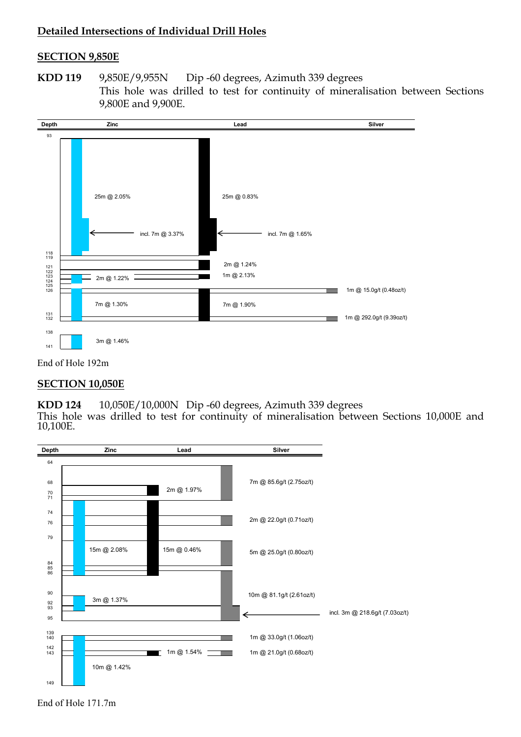## Detailed Intersections of Individual Drill Holes

### SECTION 9,850E

**KDD 119** 9,850E/9,955N Dip -60 degrees, Azimuth 339 degrees

This hole was drilled to test for continuity of mineralisation between Sections 9,800E and 9,900E.

| Depth | Zinc | Lead | Silver |
|---|---|---|---|
| 93–118 | 25m @ 2.05% (incl. 7m @ 3.37%) | 25m @ 0.83% (incl. 7m @ 1.65%) | |
| 119–121 | | 2m @ 1.24% | |
| 122–123 | | 1m @ 2.13% | |
| 123–124 | 2m @ 1.22% | | |
| 125–126 | | | 1m @ 15.0g/t (0.48oz/t) |
| 126–132 | 7m @ 1.30% | 7m @ 1.90% | |
| 131–132 | | | 1m @ 292.0g/t (9.39oz/t) |
| 138–141 | 3m @ 1.46% | | |

End of Hole 192m

### SECTION 10,050E

**KDD 124** 10,050E/10,000N Dip -60 degrees, Azimuth 339 degrees

This hole was drilled to test for continuity of mineralisation between Sections 10,000E and 10,100E.

| Depth | Zinc | Lead | Silver |
|---|---|---|---|
| 64–71 | | | 7m @ 85.6g/t (2.75oz/t) |
| 68–70 | | 2m @ 1.97% | |
| 71–86 | 15m @ 2.08% | 15m @ 0.46% | |
| 74–76 | | | 2m @ 22.0g/t (0.71oz/t) |
| 79–84 | | | 5m @ 25.0g/t (0.80oz/t) |
| 85–95 | | | 10m @ 81.1g/t (2.61oz/t) (incl. 3m @ 218.6g/t (7.03oz/t)) |
| 90–93 | 3m @ 1.37% | | |
| 139–140 | | | 1m @ 33.0g/t (1.06oz/t) |
| 139–149 | 10m @ 1.42% | | |
| 142–143 | | 1m @ 1.54% | 1m @ 21.0g/t (0.68oz/t) |

End of Hole 171.7m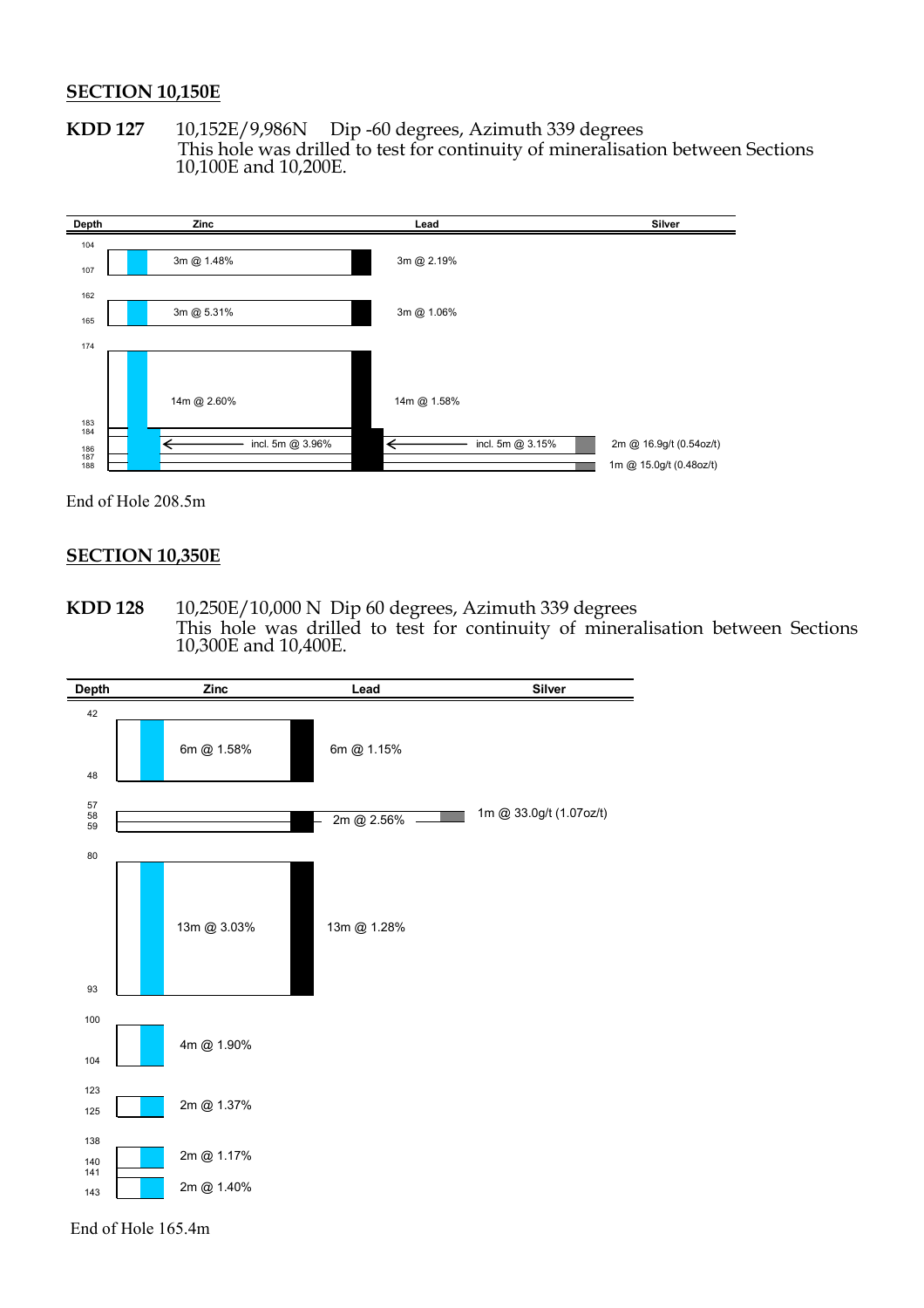## SECTION 10,150E

**KDD 127** 10,152E/9,986N Dip -60 degrees, Azimuth 339 degrees
This hole was drilled to test for continuity of mineralisation between Sections 10,100E and 10,200E.

| Depth | Zinc | Lead | Silver |
|---|---|---|---|
| 104–107 | 3m @ 1.48% | 3m @ 2.19% | |
| 162–165 | 3m @ 5.31% | 3m @ 1.06% | |
| 174–188 | 14m @ 2.60% | 14m @ 1.58% | |
| 183–188 | incl. 5m @ 3.96% | incl. 5m @ 3.15% | |
| 184–186 | | | 2m @ 16.9g/t (0.54oz/t) |
| 187–188 | | | 1m @ 15.0g/t (0.48oz/t) |

End of Hole 208.5m

## SECTION 10,350E

**KDD 128** 10,250E/10,000 N Dip 60 degrees, Azimuth 339 degrees
This hole was drilled to test for continuity of mineralisation between Sections 10,300E and 10,400E.

| Depth | Zinc | Lead | Silver |
|---|---|---|---|
| 42–48 | 6m @ 1.58% | 6m @ 1.15% | |
| 57–59 | | 2m @ 2.56% | |
| 57–58 | | | 1m @ 33.0g/t (1.07oz/t) |
| 80–93 | 13m @ 3.03% | 13m @ 1.28% | |
| 100–104 | 4m @ 1.90% | | |
| 123–125 | 2m @ 1.37% | | |
| 138–140 | 2m @ 1.17% | | |
| 141–143 | 2m @ 1.40% | | |

End of Hole 165.4m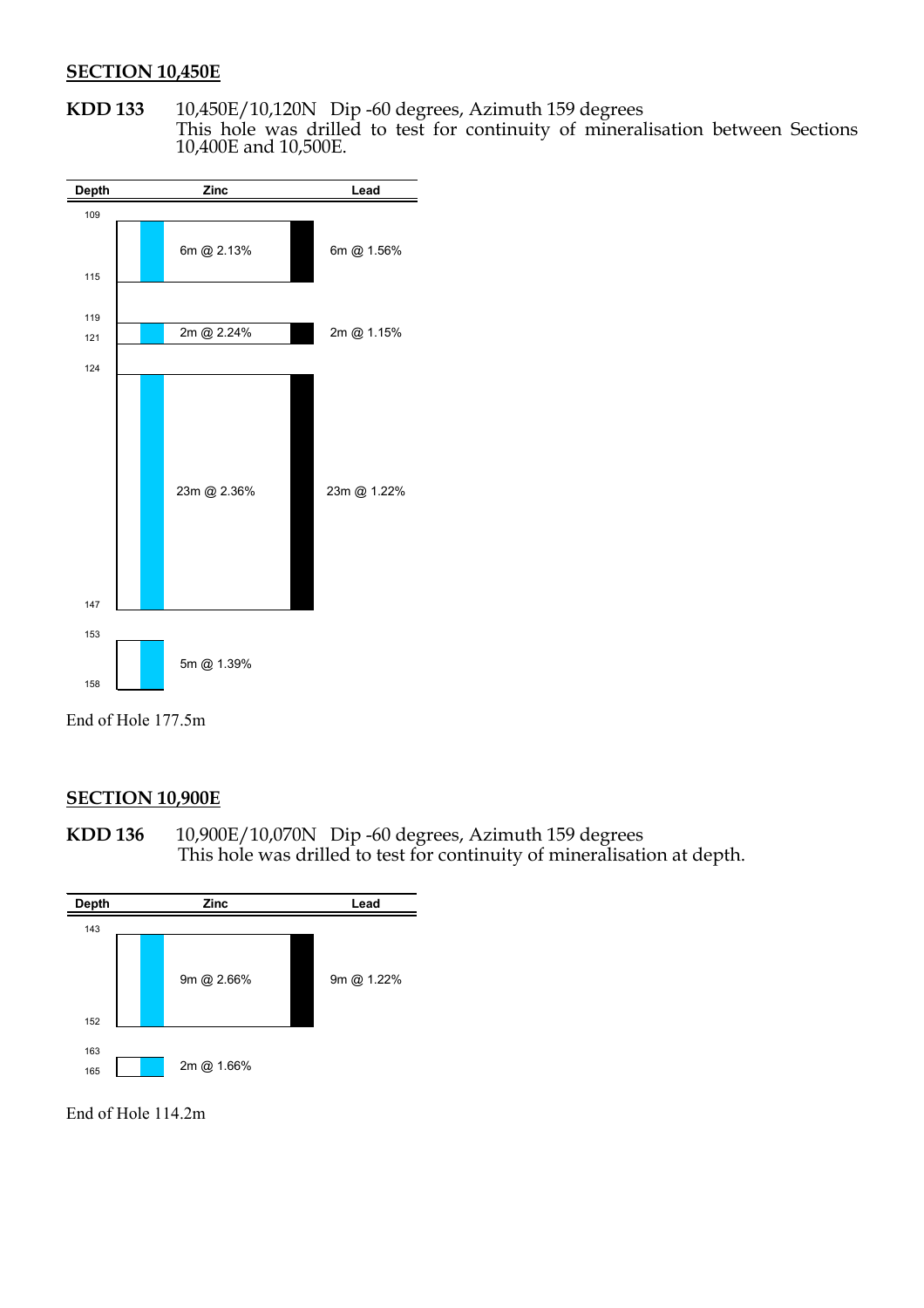## SECTION 10,450E

**KDD 133** 10,450E/10,120N Dip -60 degrees, Azimuth 159 degrees
This hole was drilled to test for continuity of mineralisation between Sections 10,400E and 10,500E.

| Depth | Zinc | Lead |
|---|---|---|
| 109–115 | 6m @ 2.13% | 6m @ 1.56% |
| 119–121 | 2m @ 2.24% | 2m @ 1.15% |
| 124–147 | 23m @ 2.36% | 23m @ 1.22% |
| 153–158 | 5m @ 1.39% | |

End of Hole 177.5m

## SECTION 10,900E

**KDD 136** 10,900E/10,070N Dip -60 degrees, Azimuth 159 degrees
This hole was drilled to test for continuity of mineralisation at depth.

| Depth | Zinc | Lead |
|---|---|---|
| 143–152 | 9m @ 2.66% | 9m @ 1.22% |
| 163–165 | 2m @ 1.66% | |

End of Hole 114.2m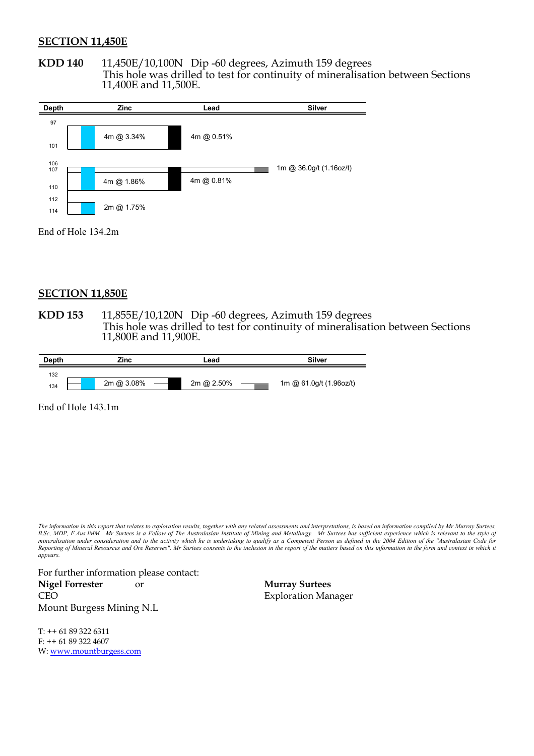## SECTION 11,450E

**KDD 140** 11,450E/10,100N Dip -60 degrees, Azimuth 159 degrees
This hole was drilled to test for continuity of mineralisation between Sections 11,400E and 11,500E.

| Depth | Zinc | Lead | Silver |
|---|---|---|---|
| 97–101 | 4m @ 3.34% | 4m @ 0.51% | |
| 106–107 | | | 1m @ 36.0g/t (1.16oz/t) |
| 106–110 | 4m @ 1.86% | 4m @ 0.81% | |
| 112–114 | 2m @ 1.75% | | |

End of Hole 134.2m

## SECTION 11,850E

**KDD 153** 11,855E/10,120N Dip -60 degrees, Azimuth 159 degrees
This hole was drilled to test for continuity of mineralisation between Sections 11,800E and 11,900E.

| Depth | Zinc | Lead | Silver |
|---|---|---|---|
| 132–134 | 2m @ 3.08% | 2m @ 2.50% | 1m @ 61.0g/t (1.96oz/t) |

End of Hole 143.1m

*The information in this report that relates to exploration results, together with any related assessments and interpretations, is based on information compiled by Mr Murray Surtees, B.Sc, MDP, F.Aus.IMM. Mr Surtees is a Fellow of The Australasian Institute of Mining and Metallurgy. Mr Surtees has sufficient experience which is relevant to the style of mineralisation under consideration and to the activity which he is undertaking to qualify as a Competent Person as defined in the 2004 Edition of the "Australasian Code for Reporting of Mineral Resources and Ore Reserves". Mr Surtees consents to the inclusion in the report of the matters based on this information in the form and context in which it appears.*

For further information please contact:

**Nigel Forrester** or
CEO
Mount Burgess Mining N.L

**Murray Surtees**
Exploration Manager

T: ++ 61 89 322 6311
F: ++ 61 89 322 4607
W: www.mountburgess.com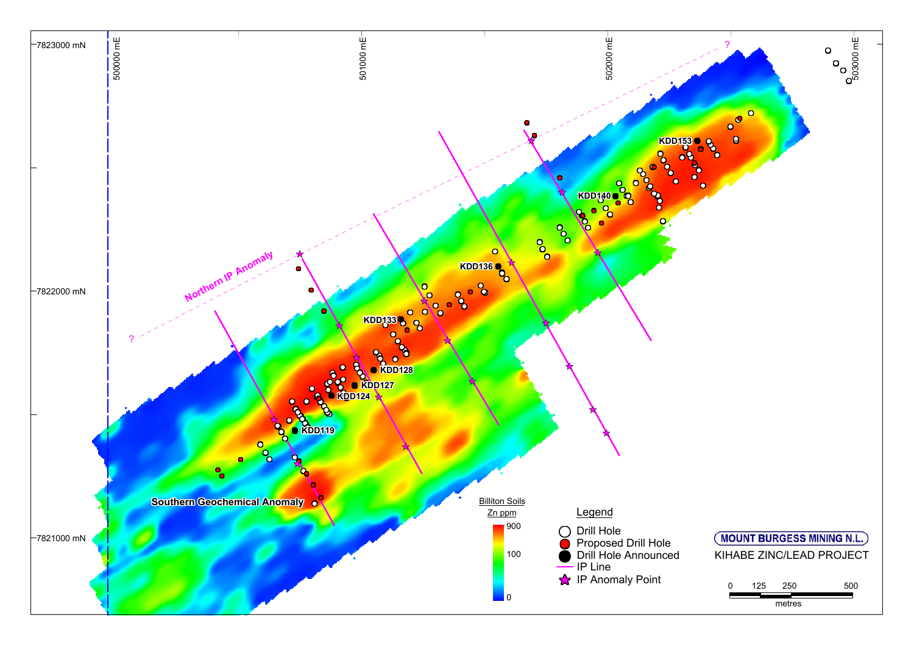MOUNT BURGESS MINING N.L.

KIHABE ZINC/LEAD PROJECT

7823000 mN

7822000 mN

7821000 mN

500000 mE

501000 mE

502000 mE

503000 mE

Northern IP Anomaly

Southern Geochemical Anomaly

KDD153

KDD140

KDD136

KDD133

KDD128

KDD127

KDD124

KDD119

?

?

Billiton Soils

Zn ppm

900

100

0

Legend

Drill Hole

Proposed Drill Hole

Drill Hole Announced

IP Line

IP Anomaly Point

0 125 250 500

metres